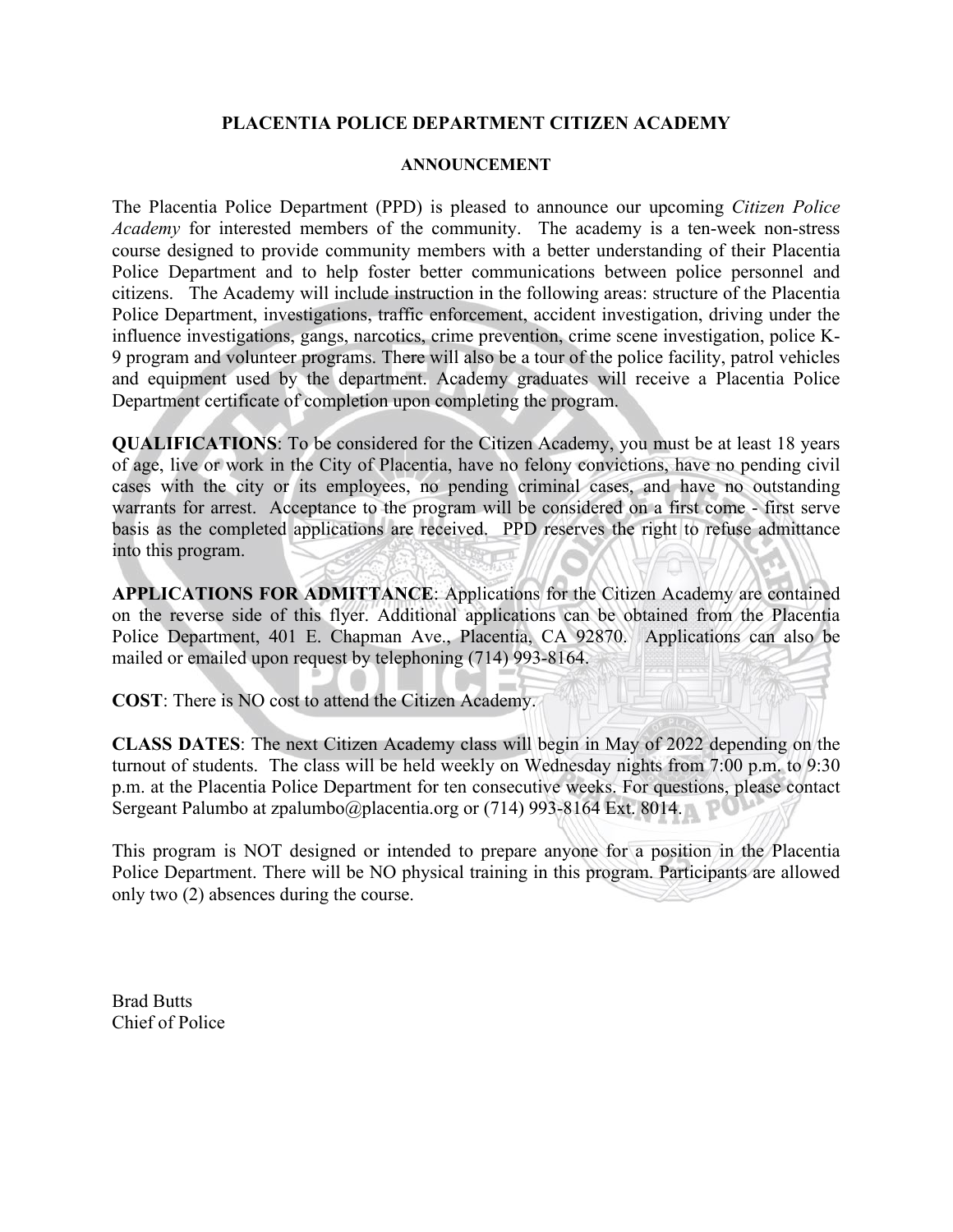# PLACENTIA POLICE DEPARTMENT CITIZEN ACADEMY

## ANNOUNCEMENT

The Placentia Police Department (PPD) is pleased to announce our upcoming *Citizen Police Academy* for interested members of the community. The academy is a ten-week non-stress course designed to provide community members with a better understanding of their Placentia Police Department and to help foster better communications between police personnel and citizens. The Academy will include instruction in the following areas: structure of the Placentia Police Department, investigations, traffic enforcement, accident investigation, driving under the influence investigations, gangs, narcotics, crime prevention, crime scene investigation, police K-9 program and volunteer programs. There will also be a tour of the police facility, patrol vehicles and equipment used by the department. Academy graduates will receive a Placentia Police Department certificate of completion upon completing the program.

**QUALIFICATIONS**: To be considered for the Citizen Academy, you must be at least 18 years of age, live or work in the City of Placentia, have no felony convictions, have no pending civil cases with the city or its employees, no pending criminal cases, and have no outstanding warrants for arrest. Acceptance to the program will be considered on a first come - first serve basis as the completed applications are received. PPD reserves the right to refuse admittance into this program.

**APPLICATIONS FOR ADMITTANCE**: Applications for the Citizen Academy are contained on the reverse side of this flyer. Additional applications can be obtained from the Placentia Police Department, 401 E. Chapman Ave., Placentia, CA 92870. Applications can also be mailed or emailed upon request by telephoning (714) 993-8164.

**COST**: There is NO cost to attend the Citizen Academy.

**CLASS DATES**: The next Citizen Academy class will begin in May of 2022 depending on the turnout of students. The class will be held weekly on Wednesday nights from 7:00 p.m. to 9:30 p.m. at the Placentia Police Department for ten consecutive weeks. For questions, please contact Sergeant Palumbo at zpalumbo@placentia.org or (714) 993-8164 Ext. 8014.

This program is NOT designed or intended to prepare anyone for a position in the Placentia Police Department. There will be NO physical training in this program. Participants are allowed only two (2) absences during the course.

Brad Butts  
Chief of Police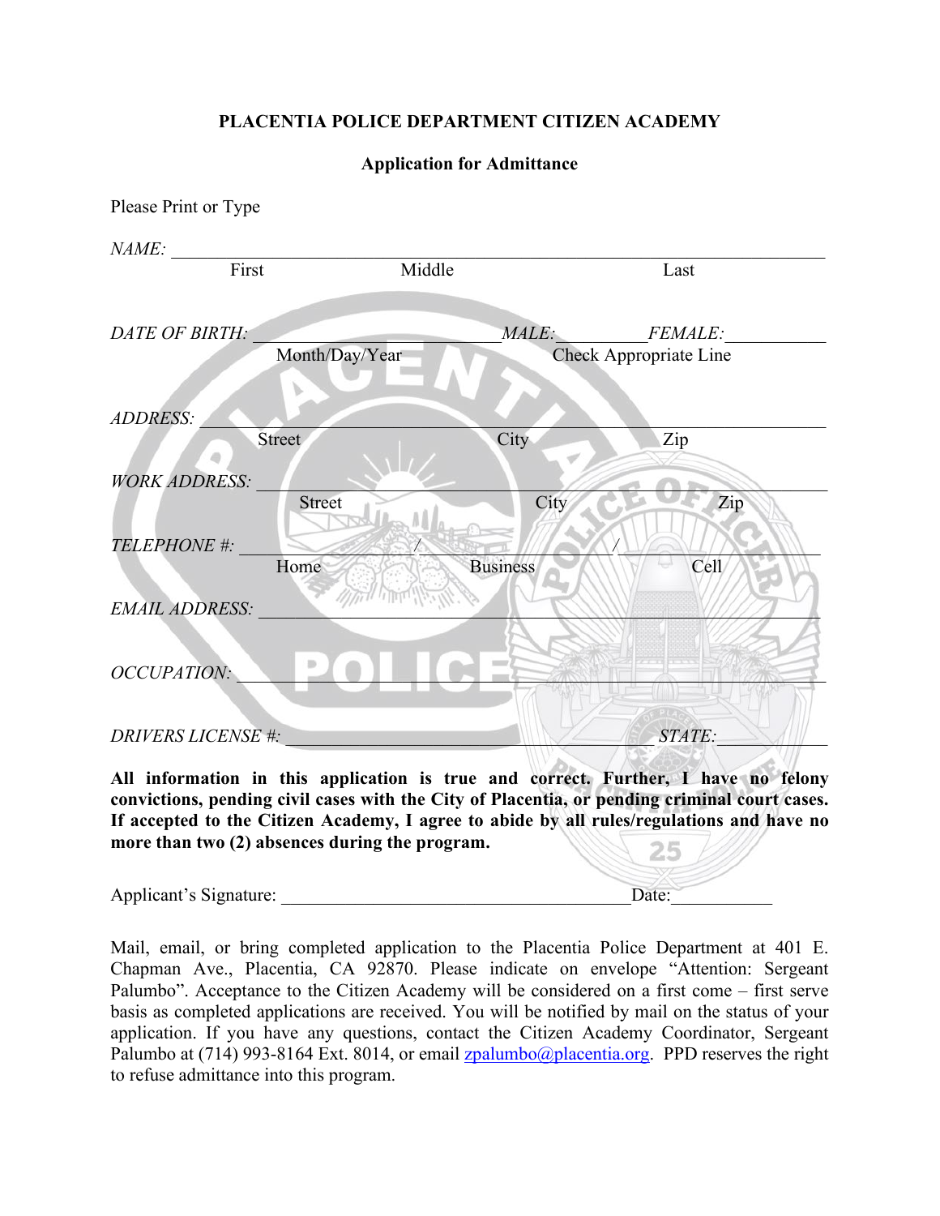**PLACENTIA POLICE DEPARTMENT CITIZEN ACADEMY**

**Application for Admittance**

Please Print or Type

*NAME:* ______________________________________________________________
First Middle Last

*DATE OF BIRTH:* __________________________ *MALE:* __________ *FEMALE:* __________
Month/Day/Year Check Appropriate Line

*ADDRESS:* ______________________________________________________________
Street City Zip

*WORK ADDRESS:* __________________________________________________________
Street City Zip

*TELEPHONE #:* ____________________ / ____________________ / ____________________
Home Business Cell

*EMAIL ADDRESS:* __________________________________________________________

*OCCUPATION:* ____________________________________________________________

*DRIVERS LICENSE #:* ______________________________________ *STATE:* __________

**All information in this application is true and correct. Further, I have no felony convictions, pending civil cases with the City of Placentia, or pending criminal court cases. If accepted to the Citizen Academy, I agree to abide by all rules/regulations and have no more than two (2) absences during the program.**

Applicant's Signature: _____________________________________ Date: ___________

Mail, email, or bring completed application to the Placentia Police Department at 401 E. Chapman Ave., Placentia, CA 92870. Please indicate on envelope "Attention: Sergeant Palumbo". Acceptance to the Citizen Academy will be considered on a first come – first serve basis as completed applications are received. You will be notified by mail on the status of your application. If you have any questions, contact the Citizen Academy Coordinator, Sergeant Palumbo at (714) 993-8164 Ext. 8014, or email zpalumbo@placentia.org. PPD reserves the right to refuse admittance into this program.